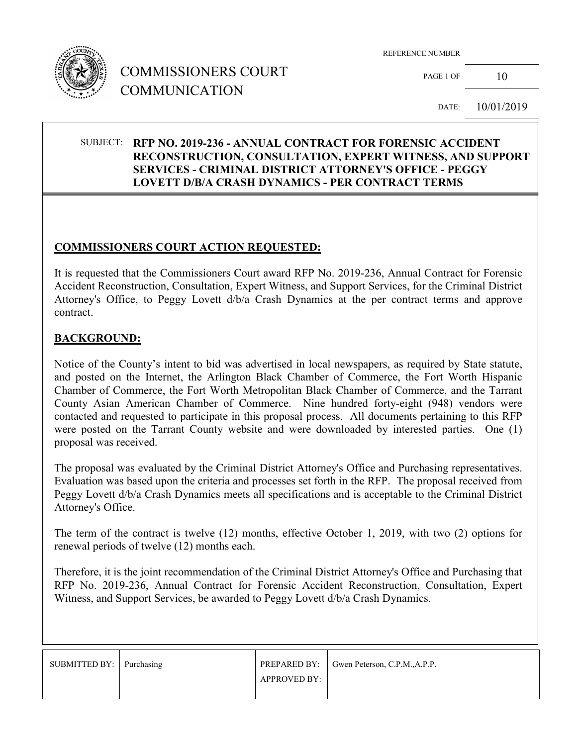# COMMISSIONERS COURT COMMUNICATION

REFERENCE NUMBER

PAGE 1 OF 10

DATE: 10/01/2019

SUBJECT: **RFP NO. 2019-236 - ANNUAL CONTRACT FOR FORENSIC ACCIDENT RECONSTRUCTION, CONSULTATION, EXPERT WITNESS, AND SUPPORT SERVICES - CRIMINAL DISTRICT ATTORNEY'S OFFICE - PEGGY LOVETT D/B/A CRASH DYNAMICS - PER CONTRACT TERMS**

## COMMISSIONERS COURT ACTION REQUESTED:

It is requested that the Commissioners Court award RFP No. 2019-236, Annual Contract for Forensic Accident Reconstruction, Consultation, Expert Witness, and Support Services, for the Criminal District Attorney's Office, to Peggy Lovett d/b/a Crash Dynamics at the per contract terms and approve contract.

## BACKGROUND:

Notice of the County's intent to bid was advertised in local newspapers, as required by State statute, and posted on the Internet, the Arlington Black Chamber of Commerce, the Fort Worth Hispanic Chamber of Commerce, the Fort Worth Metropolitan Black Chamber of Commerce, and the Tarrant County Asian American Chamber of Commerce. Nine hundred forty-eight (948) vendors were contacted and requested to participate in this proposal process. All documents pertaining to this RFP were posted on the Tarrant County website and were downloaded by interested parties. One (1) proposal was received.

The proposal was evaluated by the Criminal District Attorney's Office and Purchasing representatives. Evaluation was based upon the criteria and processes set forth in the RFP. The proposal received from Peggy Lovett d/b/a Crash Dynamics meets all specifications and is acceptable to the Criminal District Attorney's Office.

The term of the contract is twelve (12) months, effective October 1, 2019, with two (2) options for renewal periods of twelve (12) months each.

Therefore, it is the joint recommendation of the Criminal District Attorney's Office and Purchasing that RFP No. 2019-236, Annual Contract for Forensic Accident Reconstruction, Consultation, Expert Witness, and Support Services, be awarded to Peggy Lovett d/b/a Crash Dynamics.

| SUBMITTED BY: | Purchasing | PREPARED BY: | Gwen Peterson, C.P.M.,A.P.P. |
|---|---|---|---|
| | | APPROVED BY: | |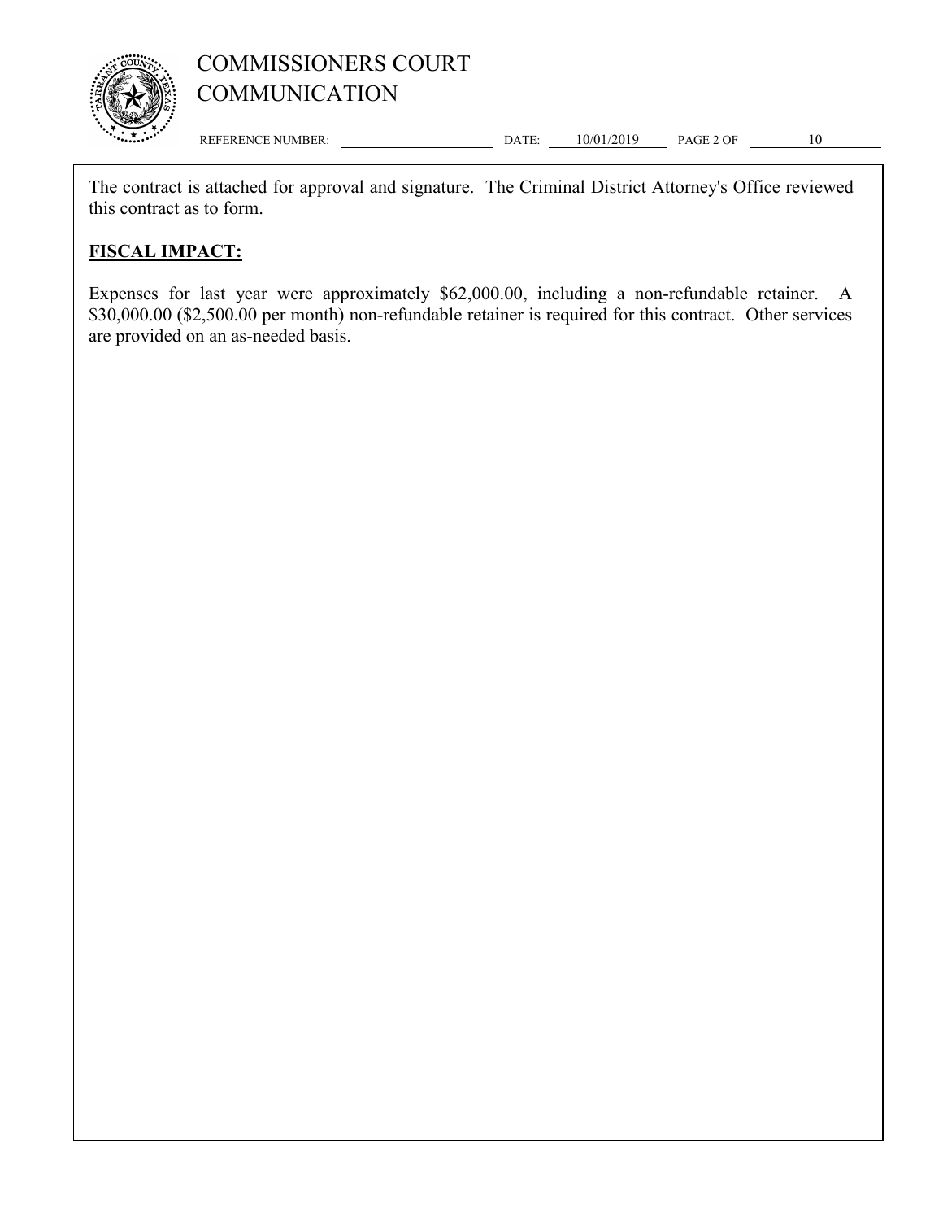The contract is attached for approval and signature. The Criminal District Attorney's Office reviewed this contract as to form.

**FISCAL IMPACT:**

Expenses for last year were approximately $62,000.00, including a non-refundable retainer. A $30,000.00 ($2,500.00 per month) non-refundable retainer is required for this contract. Other services are provided on an as-needed basis.